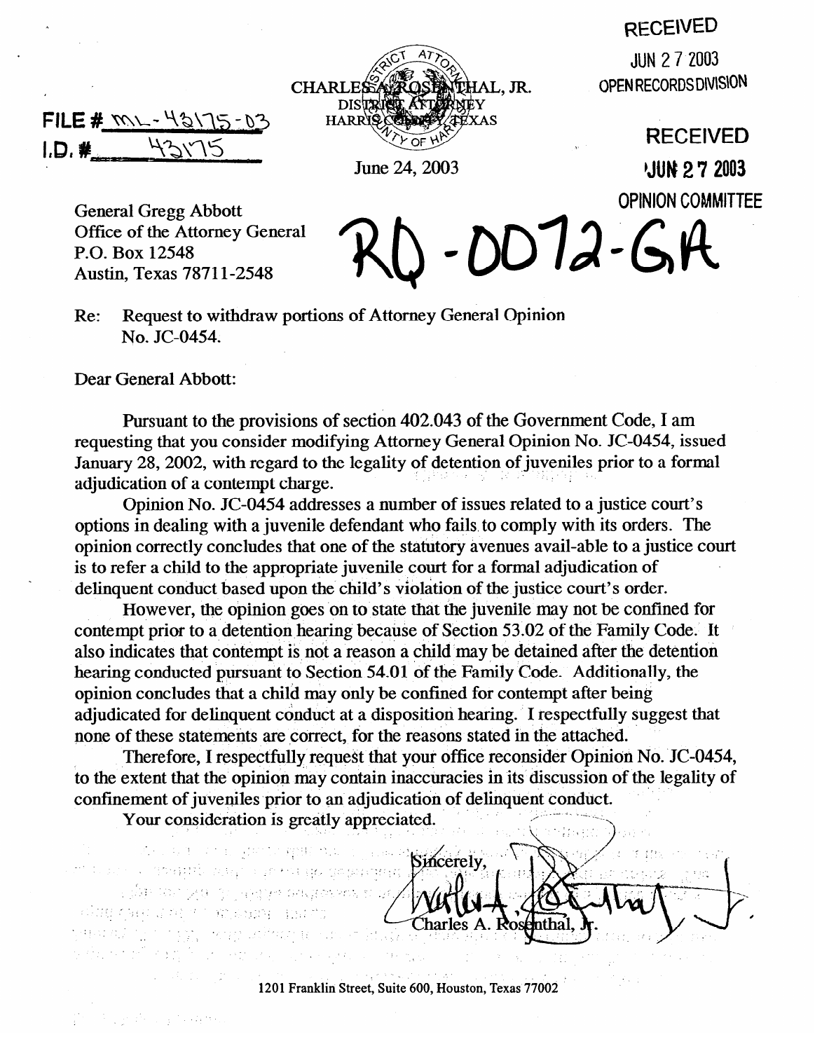FILE # ML-43175-03
I.D. # 43175

CHARLES A. ROSENTHAL, JR.
DISTRICT ATTORNEY
HARRIS COUNTY, TEXAS

RECEIVED
JUN 27 2003
OPEN RECORDS DIVISION

RECEIVED
JUN 27 2003
OPINION COMMITTEE

June 24, 2003

RQ-0072-GA

General Gregg Abbott
Office of the Attorney General
P.O. Box 12548
Austin, Texas 78711-2548

Re: Request to withdraw portions of Attorney General Opinion No. JC-0454.

Dear General Abbott:

Pursuant to the provisions of section 402.043 of the Government Code, I am requesting that you consider modifying Attorney General Opinion No. JC-0454, issued January 28, 2002, with regard to the legality of detention of juveniles prior to a formal adjudication of a contempt charge.

Opinion No. JC-0454 addresses a number of issues related to a justice court's options in dealing with a juvenile defendant who fails to comply with its orders. The opinion correctly concludes that one of the statutory avenues avail-able to a justice court is to refer a child to the appropriate juvenile court for a formal adjudication of delinquent conduct based upon the child's violation of the justice court's order.

However, the opinion goes on to state that the juvenile may not be confined for contempt prior to a detention hearing because of Section 53.02 of the Family Code. It also indicates that contempt is not a reason a child may be detained after the detention hearing conducted pursuant to Section 54.01 of the Family Code. Additionally, the opinion concludes that a child may only be confined for contempt after being adjudicated for delinquent conduct at a disposition hearing. I respectfully suggest that none of these statements are correct, for the reasons stated in the attached.

Therefore, I respectfully request that your office reconsider Opinion No. JC-0454, to the extent that the opinion may contain inaccuracies in its discussion of the legality of confinement of juveniles prior to an adjudication of delinquent conduct.

Your consideration is greatly appreciated.

Sincerely,

Charles A. Rosenthal, Jr.

1201 Franklin Street, Suite 600, Houston, Texas 77002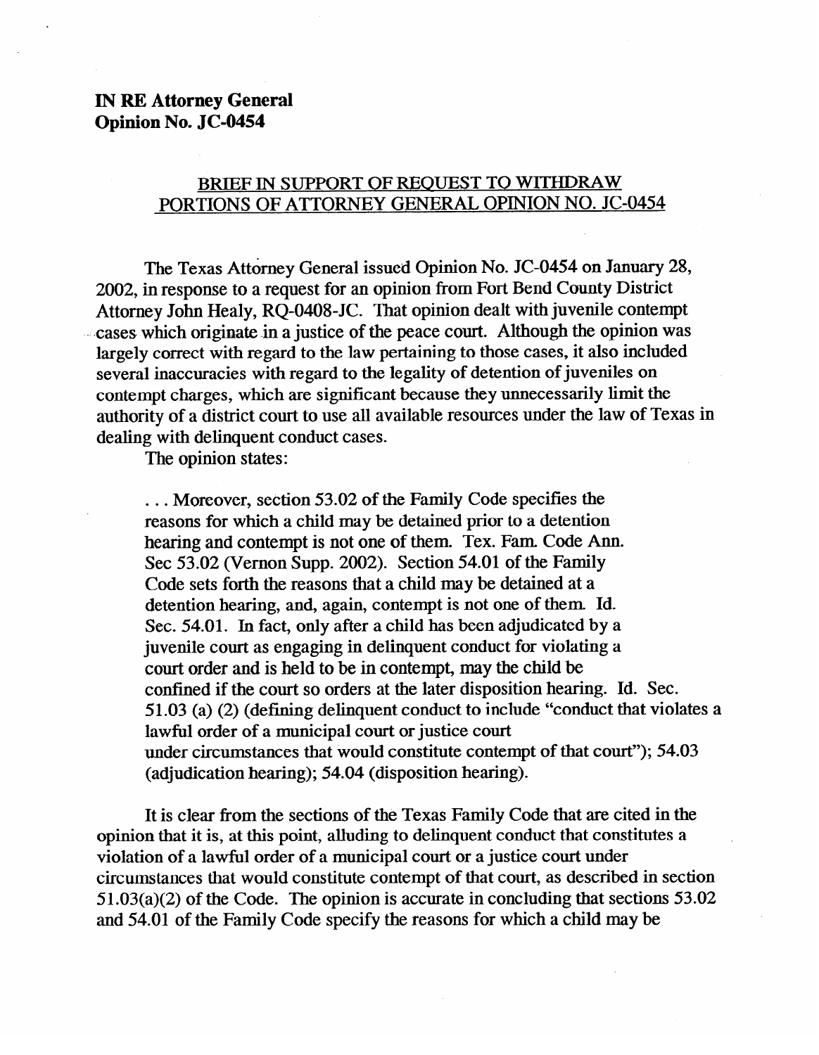**IN RE Attorney General Opinion No. JC-0454**

## BRIEF IN SUPPORT OF REQUEST TO WITHDRAW PORTIONS OF ATTORNEY GENERAL OPINION NO. JC-0454

The Texas Attorney General issued Opinion No. JC-0454 on January 28, 2002, in response to a request for an opinion from Fort Bend County District Attorney John Healy, RQ-0408-JC. That opinion dealt with juvenile contempt cases which originate in a justice of the peace court. Although the opinion was largely correct with regard to the law pertaining to those cases, it also included several inaccuracies with regard to the legality of detention of juveniles on contempt charges, which are significant because they unnecessarily limit the authority of a district court to use all available resources under the law of Texas in dealing with delinquent conduct cases.

The opinion states:

> . . . Moreover, section 53.02 of the Family Code specifies the reasons for which a child may be detained prior to a detention hearing and contempt is not one of them. Tex. Fam. Code Ann. Sec 53.02 (Vernon Supp. 2002). Section 54.01 of the Family Code sets forth the reasons that a child may be detained at a detention hearing, and, again, contempt is not one of them. Id. Sec. 54.01. In fact, only after a child has been adjudicated by a juvenile court as engaging in delinquent conduct for violating a court order and is held to be in contempt, may the child be confined if the court so orders at the later disposition hearing. Id. Sec. 51.03 (a) (2) (defining delinquent conduct to include "conduct that violates a lawful order of a municipal court or justice court under circumstances that would constitute contempt of that court"); 54.03 (adjudication hearing); 54.04 (disposition hearing).

It is clear from the sections of the Texas Family Code that are cited in the opinion that it is, at this point, alluding to delinquent conduct that constitutes a violation of a lawful order of a municipal court or a justice court under circumstances that would constitute contempt of that court, as described in section 51.03(a)(2) of the Code. The opinion is accurate in concluding that sections 53.02 and 54.01 of the Family Code specify the reasons for which a child may be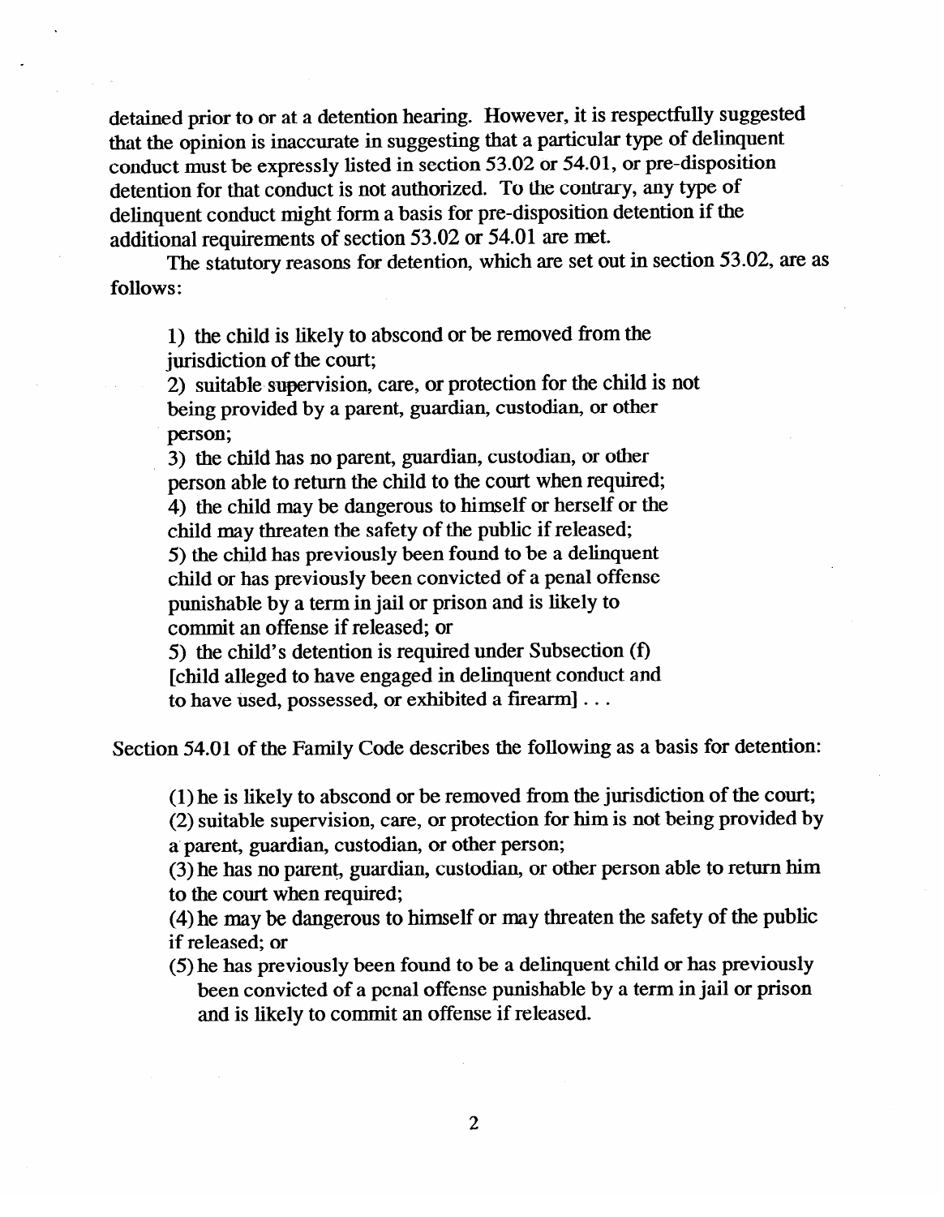detained prior to or at a detention hearing. However, it is respectfully suggested that the opinion is inaccurate in suggesting that a particular type of delinquent conduct must be expressly listed in section 53.02 or 54.01, or pre-disposition detention for that conduct is not authorized. To the contrary, any type of delinquent conduct might form a basis for pre-disposition detention if the additional requirements of section 53.02 or 54.01 are met.

The statutory reasons for detention, which are set out in section 53.02, are as follows:

> 1) the child is likely to abscond or be removed from the jurisdiction of the court;
> 2) suitable supervision, care, or protection for the child is not being provided by a parent, guardian, custodian, or other person;
> 3) the child has no parent, guardian, custodian, or other person able to return the child to the court when required;
> 4) the child may be dangerous to himself or herself or the child may threaten the safety of the public if released;
> 5) the child has previously been found to be a delinquent child or has previously been convicted of a penal offense punishable by a term in jail or prison and is likely to commit an offense if released; or
> 5) the child's detention is required under Subsection (f) [child alleged to have engaged in delinquent conduct and to have used, possessed, or exhibited a firearm] . . .

Section 54.01 of the Family Code describes the following as a basis for detention:

> (1) he is likely to abscond or be removed from the jurisdiction of the court;
> (2) suitable supervision, care, or protection for him is not being provided by a parent, guardian, custodian, or other person;
> (3) he has no parent, guardian, custodian, or other person able to return him to the court when required;
> (4) he may be dangerous to himself or may threaten the safety of the public if released; or
> (5) he has previously been found to be a delinquent child or has previously been convicted of a penal offense punishable by a term in jail or prison and is likely to commit an offense if released.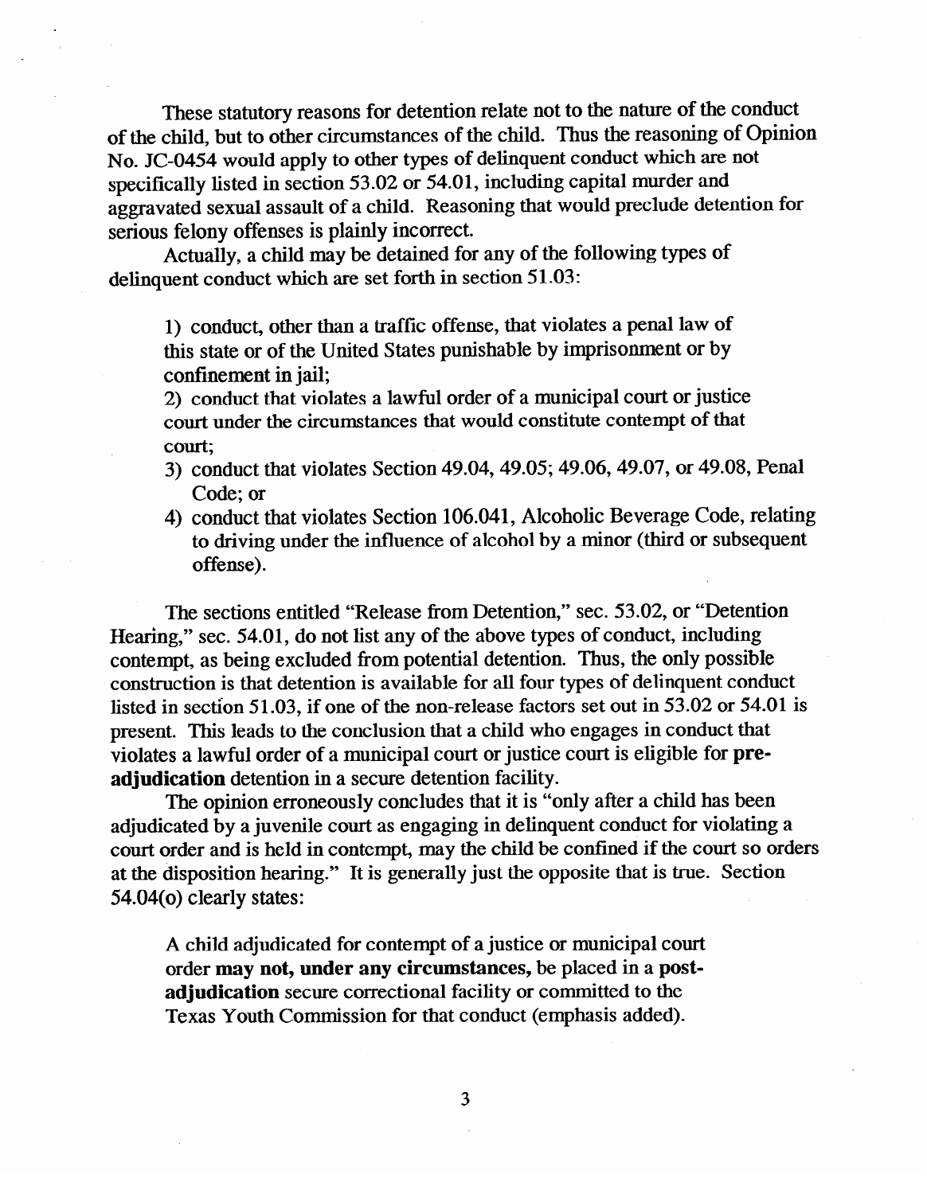These statutory reasons for detention relate not to the nature of the conduct of the child, but to other circumstances of the child. Thus the reasoning of Opinion No. JC-0454 would apply to other types of delinquent conduct which are not specifically listed in section 53.02 or 54.01, including capital murder and aggravated sexual assault of a child. Reasoning that would preclude detention for serious felony offenses is plainly incorrect.

Actually, a child may be detained for any of the following types of delinquent conduct which are set forth in section 51.03:

> 1) conduct, other than a traffic offense, that violates a penal law of this state or of the United States punishable by imprisonment or by confinement in jail;
> 2) conduct that violates a lawful order of a municipal court or justice court under the circumstances that would constitute contempt of that court;
> 3) conduct that violates Section 49.04, 49.05; 49.06, 49.07, or 49.08, Penal Code; or
> 4) conduct that violates Section 106.041, Alcoholic Beverage Code, relating to driving under the influence of alcohol by a minor (third or subsequent offense).

The sections entitled "Release from Detention," sec. 53.02, or "Detention Hearing," sec. 54.01, do not list any of the above types of conduct, including contempt, as being excluded from potential detention. Thus, the only possible construction is that detention is available for all four types of delinquent conduct listed in section 51.03, if one of the non-release factors set out in 53.02 or 54.01 is present. This leads to the conclusion that a child who engages in conduct that violates a lawful order of a municipal court or justice court is eligible for **pre-adjudication** detention in a secure detention facility.

The opinion erroneously concludes that it is "only after a child has been adjudicated by a juvenile court as engaging in delinquent conduct for violating a court order and is held in contempt, may the child be confined if the court so orders at the disposition hearing." It is generally just the opposite that is true. Section 54.04(o) clearly states:

> A child adjudicated for contempt of a justice or municipal court order **may not, under any circumstances,** be placed in a **post-adjudication** secure correctional facility or committed to the Texas Youth Commission for that conduct (emphasis added).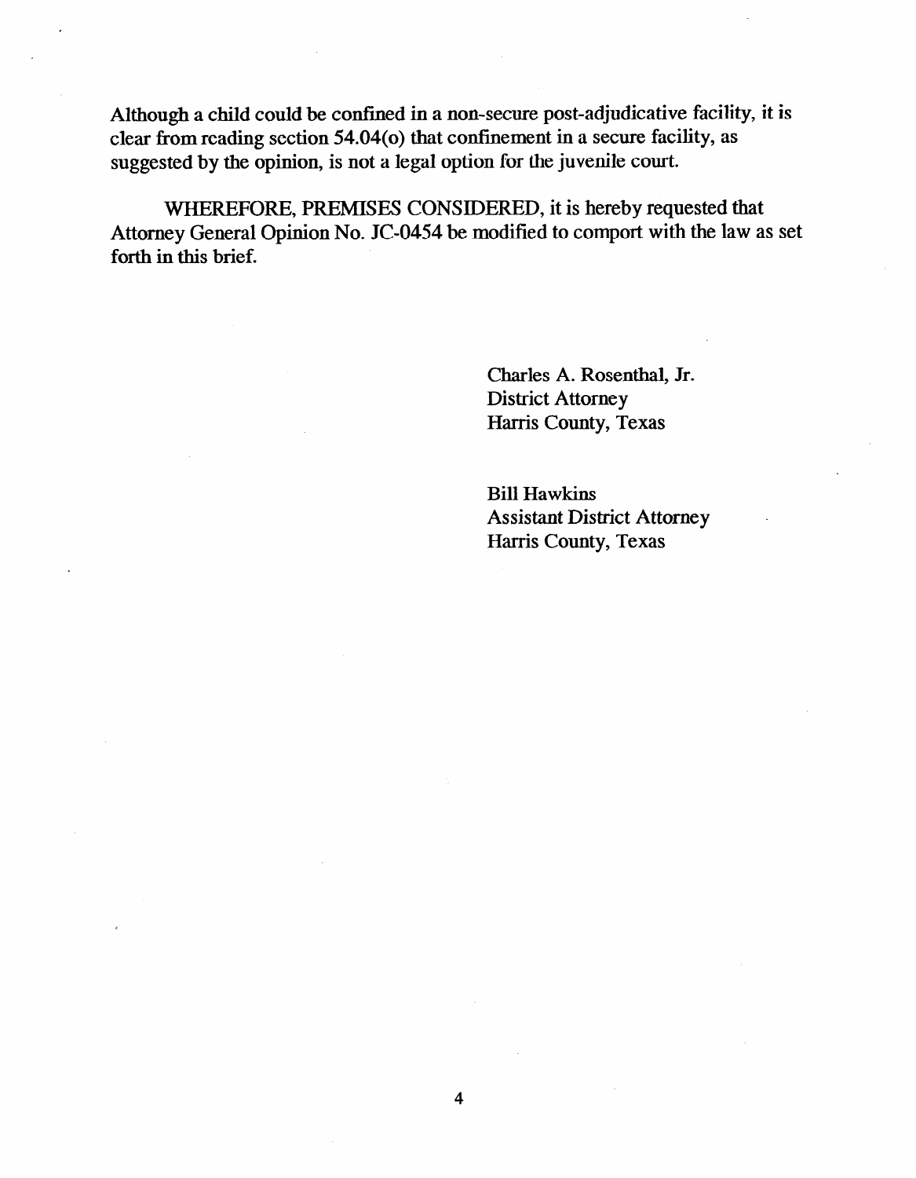Although a child could be confined in a non-secure post-adjudicative facility, it is clear from reading section 54.04(o) that confinement in a secure facility, as suggested by the opinion, is not a legal option for the juvenile court.

WHEREFORE, PREMISES CONSIDERED, it is hereby requested that Attorney General Opinion No. JC-0454 be modified to comport with the law as set forth in this brief.

Charles A. Rosenthal, Jr.  
District Attorney  
Harris County, Texas

Bill Hawkins  
Assistant District Attorney  
Harris County, Texas